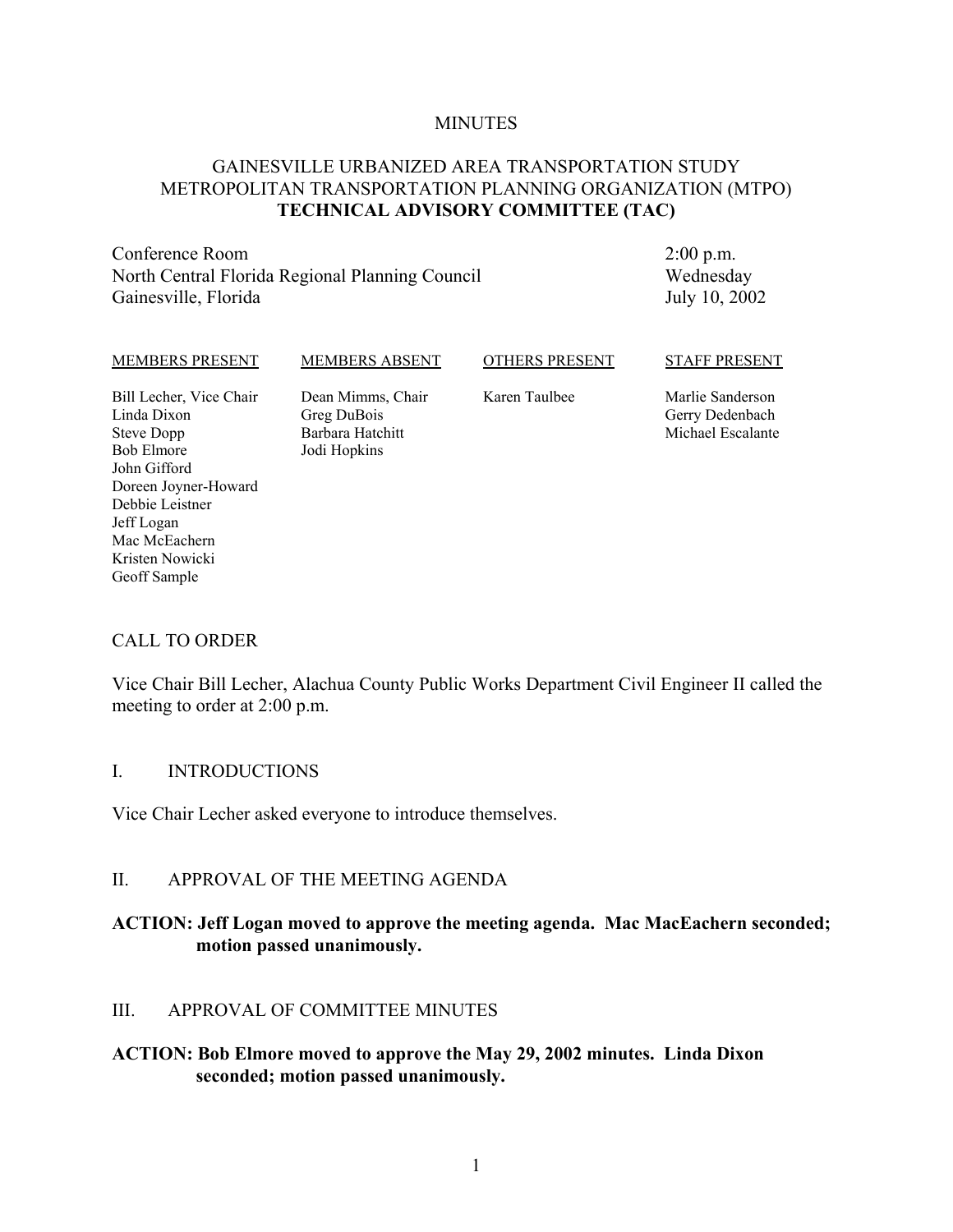# MINUTES

## GAINESVILLE URBANIZED AREA TRANSPORTATION STUDY
## METROPOLITAN TRANSPORTATION PLANNING ORGANIZATION (MTPO)
## TECHNICAL ADVISORY COMMITTEE (TAC)

Conference Room
North Central Florida Regional Planning Council
Gainesville, Florida

2:00 p.m.
Wednesday
July 10, 2002

| MEMBERS PRESENT | MEMBERS ABSENT | OTHERS PRESENT | STAFF PRESENT |
|---|---|---|---|
| Bill Lecher, Vice Chair | Dean Mimms, Chair | Karen Taulbee | Marlie Sanderson |
| Linda Dixon | Greg DuBois | | Gerry Dedenbach |
| Steve Dopp | Barbara Hatchitt | | Michael Escalante |
| Bob Elmore | Jodi Hopkins | | |
| John Gifford | | | |
| Doreen Joyner-Howard | | | |
| Debbie Leistner | | | |
| Jeff Logan | | | |
| Mac McEachern | | | |
| Kristen Nowicki | | | |
| Geoff Sample | | | |

CALL TO ORDER

Vice Chair Bill Lecher, Alachua County Public Works Department Civil Engineer II called the meeting to order at 2:00 p.m.

I. INTRODUCTIONS

Vice Chair Lecher asked everyone to introduce themselves.

II. APPROVAL OF THE MEETING AGENDA

**ACTION: Jeff Logan moved to approve the meeting agenda. Mac MacEachern seconded; motion passed unanimously.**

III. APPROVAL OF COMMITTEE MINUTES

**ACTION: Bob Elmore moved to approve the May 29, 2002 minutes. Linda Dixon seconded; motion passed unanimously.**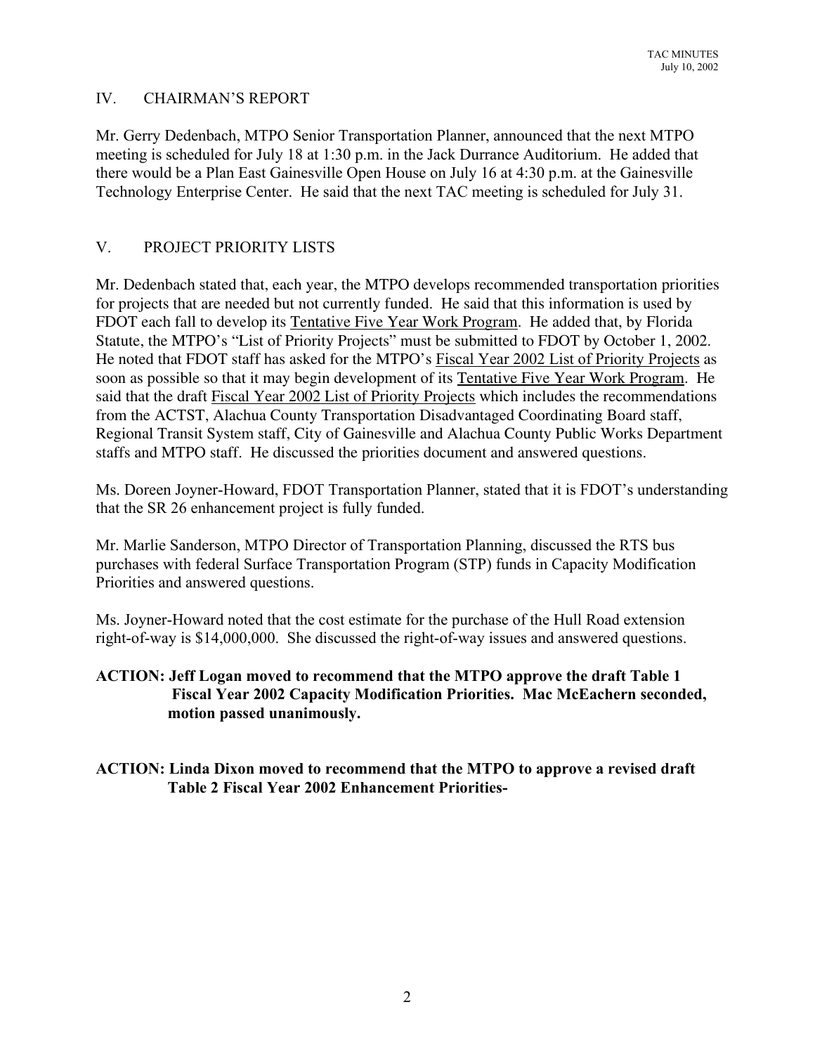## IV. CHAIRMAN'S REPORT

Mr. Gerry Dedenbach, MTPO Senior Transportation Planner, announced that the next MTPO meeting is scheduled for July 18 at 1:30 p.m. in the Jack Durrance Auditorium. He added that there would be a Plan East Gainesville Open House on July 16 at 4:30 p.m. at the Gainesville Technology Enterprise Center. He said that the next TAC meeting is scheduled for July 31.

## V. PROJECT PRIORITY LISTS

Mr. Dedenbach stated that, each year, the MTPO develops recommended transportation priorities for projects that are needed but not currently funded. He said that this information is used by FDOT each fall to develop its Tentative Five Year Work Program. He added that, by Florida Statute, the MTPO's "List of Priority Projects" must be submitted to FDOT by October 1, 2002. He noted that FDOT staff has asked for the MTPO's Fiscal Year 2002 List of Priority Projects as soon as possible so that it may begin development of its Tentative Five Year Work Program. He said that the draft Fiscal Year 2002 List of Priority Projects which includes the recommendations from the ACTST, Alachua County Transportation Disadvantaged Coordinating Board staff, Regional Transit System staff, City of Gainesville and Alachua County Public Works Department staffs and MTPO staff. He discussed the priorities document and answered questions.

Ms. Doreen Joyner-Howard, FDOT Transportation Planner, stated that it is FDOT's understanding that the SR 26 enhancement project is fully funded.

Mr. Marlie Sanderson, MTPO Director of Transportation Planning, discussed the RTS bus purchases with federal Surface Transportation Program (STP) funds in Capacity Modification Priorities and answered questions.

Ms. Joyner-Howard noted that the cost estimate for the purchase of the Hull Road extension right-of-way is $14,000,000. She discussed the right-of-way issues and answered questions.

**ACTION: Jeff Logan moved to recommend that the MTPO approve the draft Table 1 Fiscal Year 2002 Capacity Modification Priorities. Mac McEachern seconded, motion passed unanimously.**

**ACTION: Linda Dixon moved to recommend that the MTPO to approve a revised draft Table 2 Fiscal Year 2002 Enhancement Priorities-**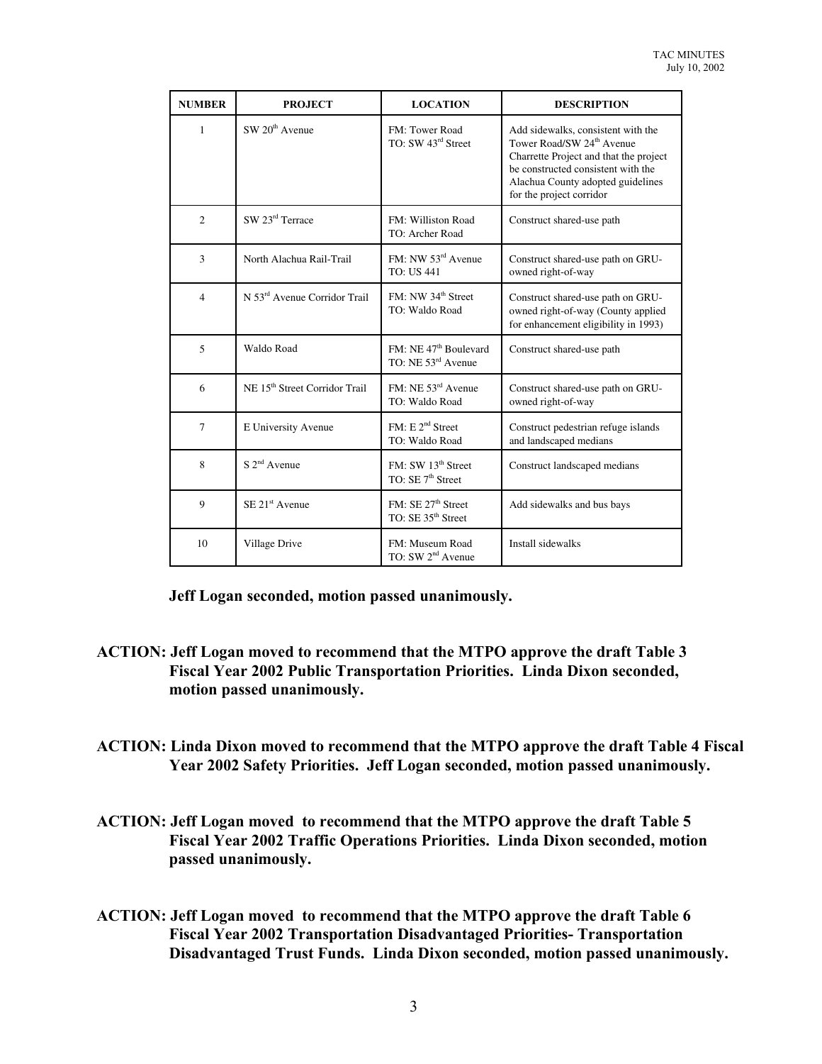| NUMBER | PROJECT | LOCATION | DESCRIPTION |
|---|---|---|---|
| 1 | SW 20th Avenue | FM: Tower Road<br>TO: SW 43rd Street | Add sidewalks, consistent with the Tower Road/SW 24th Avenue Charrette Project and that the project be constructed consistent with the Alachua County adopted guidelines for the project corridor |
| 2 | SW 23rd Terrace | FM: Williston Road<br>TO: Archer Road | Construct shared-use path |
| 3 | North Alachua Rail-Trail | FM: NW 53rd Avenue<br>TO: US 441 | Construct shared-use path on GRU-owned right-of-way |
| 4 | N 53rd Avenue Corridor Trail | FM: NW 34th Street<br>TO: Waldo Road | Construct shared-use path on GRU-owned right-of-way (County applied for enhancement eligibility in 1993) |
| 5 | Waldo Road | FM: NE 47th Boulevard<br>TO: NE 53rd Avenue | Construct shared-use path |
| 6 | NE 15th Street Corridor Trail | FM: NE 53rd Avenue<br>TO: Waldo Road | Construct shared-use path on GRU-owned right-of-way |
| 7 | E University Avenue | FM: E 2nd Street<br>TO: Waldo Road | Construct pedestrian refuge islands and landscaped medians |
| 8 | S 2nd Avenue | FM: SW 13th Street<br>TO: SE 7th Street | Construct landscaped medians |
| 9 | SE 21st Avenue | FM: SE 27th Street<br>TO: SE 35th Street | Add sidewalks and bus bays |
| 10 | Village Drive | FM: Museum Road<br>TO: SW 2nd Avenue | Install sidewalks |

**Jeff Logan seconded, motion passed unanimously.**

**ACTION: Jeff Logan moved to recommend that the MTPO approve the draft Table 3 Fiscal Year 2002 Public Transportation Priorities. Linda Dixon seconded, motion passed unanimously.**

**ACTION: Linda Dixon moved to recommend that the MTPO approve the draft Table 4 Fiscal Year 2002 Safety Priorities. Jeff Logan seconded, motion passed unanimously.**

**ACTION: Jeff Logan moved to recommend that the MTPO approve the draft Table 5 Fiscal Year 2002 Traffic Operations Priorities. Linda Dixon seconded, motion passed unanimously.**

**ACTION: Jeff Logan moved to recommend that the MTPO approve the draft Table 6 Fiscal Year 2002 Transportation Disadvantaged Priorities- Transportation Disadvantaged Trust Funds. Linda Dixon seconded, motion passed unanimously.**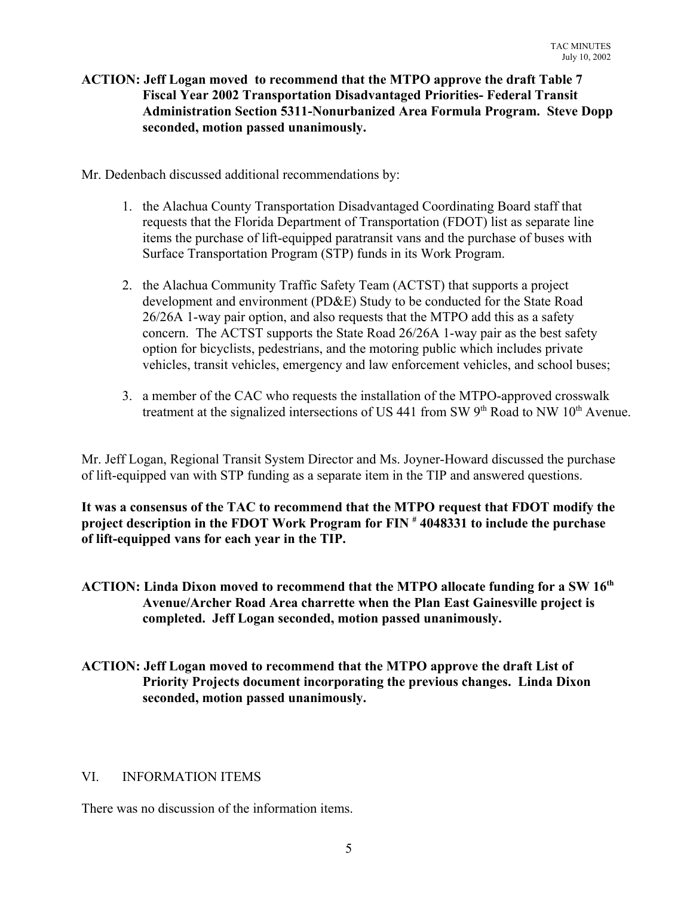**ACTION: Jeff Logan moved to recommend that the MTPO approve the draft Table 7 Fiscal Year 2002 Transportation Disadvantaged Priorities- Federal Transit Administration Section 5311-Nonurbanized Area Formula Program. Steve Dopp seconded, motion passed unanimously.**

Mr. Dedenbach discussed additional recommendations by:

1. the Alachua County Transportation Disadvantaged Coordinating Board staff that requests that the Florida Department of Transportation (FDOT) list as separate line items the purchase of lift-equipped paratransit vans and the purchase of buses with Surface Transportation Program (STP) funds in its Work Program.

2. the Alachua Community Traffic Safety Team (ACTST) that supports a project development and environment (PD&E) Study to be conducted for the State Road 26/26A 1-way pair option, and also requests that the MTPO add this as a safety concern. The ACTST supports the State Road 26/26A 1-way pair as the best safety option for bicyclists, pedestrians, and the motoring public which includes private vehicles, transit vehicles, emergency and law enforcement vehicles, and school buses;

3. a member of the CAC who requests the installation of the MTPO-approved crosswalk treatment at the signalized intersections of US 441 from SW 9th Road to NW 10th Avenue.

Mr. Jeff Logan, Regional Transit System Director and Ms. Joyner-Howard discussed the purchase of lift-equipped van with STP funding as a separate item in the TIP and answered questions.

**It was a consensus of the TAC to recommend that the MTPO request that FDOT modify the project description in the FDOT Work Program for FIN # 4048331 to include the purchase of lift-equipped vans for each year in the TIP.**

**ACTION: Linda Dixon moved to recommend that the MTPO allocate funding for a SW 16th Avenue/Archer Road Area charrette when the Plan East Gainesville project is completed. Jeff Logan seconded, motion passed unanimously.**

**ACTION: Jeff Logan moved to recommend that the MTPO approve the draft List of Priority Projects document incorporating the previous changes. Linda Dixon seconded, motion passed unanimously.**

## VI. INFORMATION ITEMS

There was no discussion of the information items.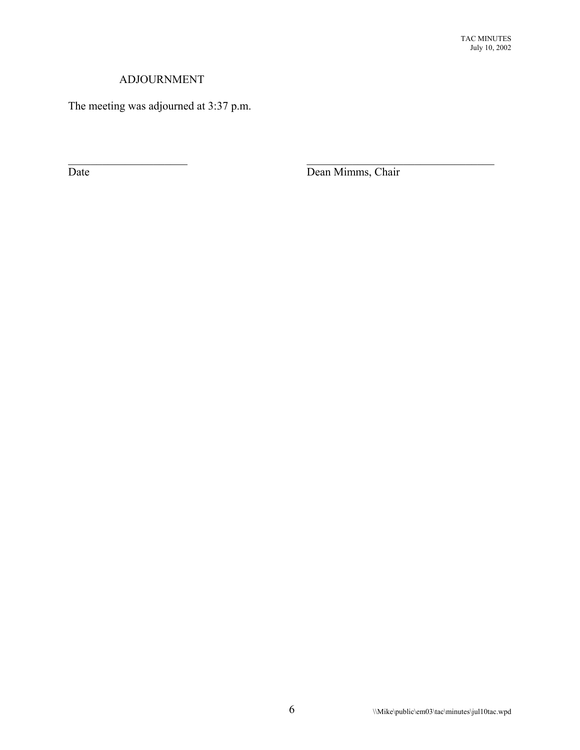## ADJOURNMENT

The meeting was adjourned at 3:37 p.m.

| | |
|---|---|
| ______________________ | ___________________________________ |
| Date | Dean Mimms, Chair |